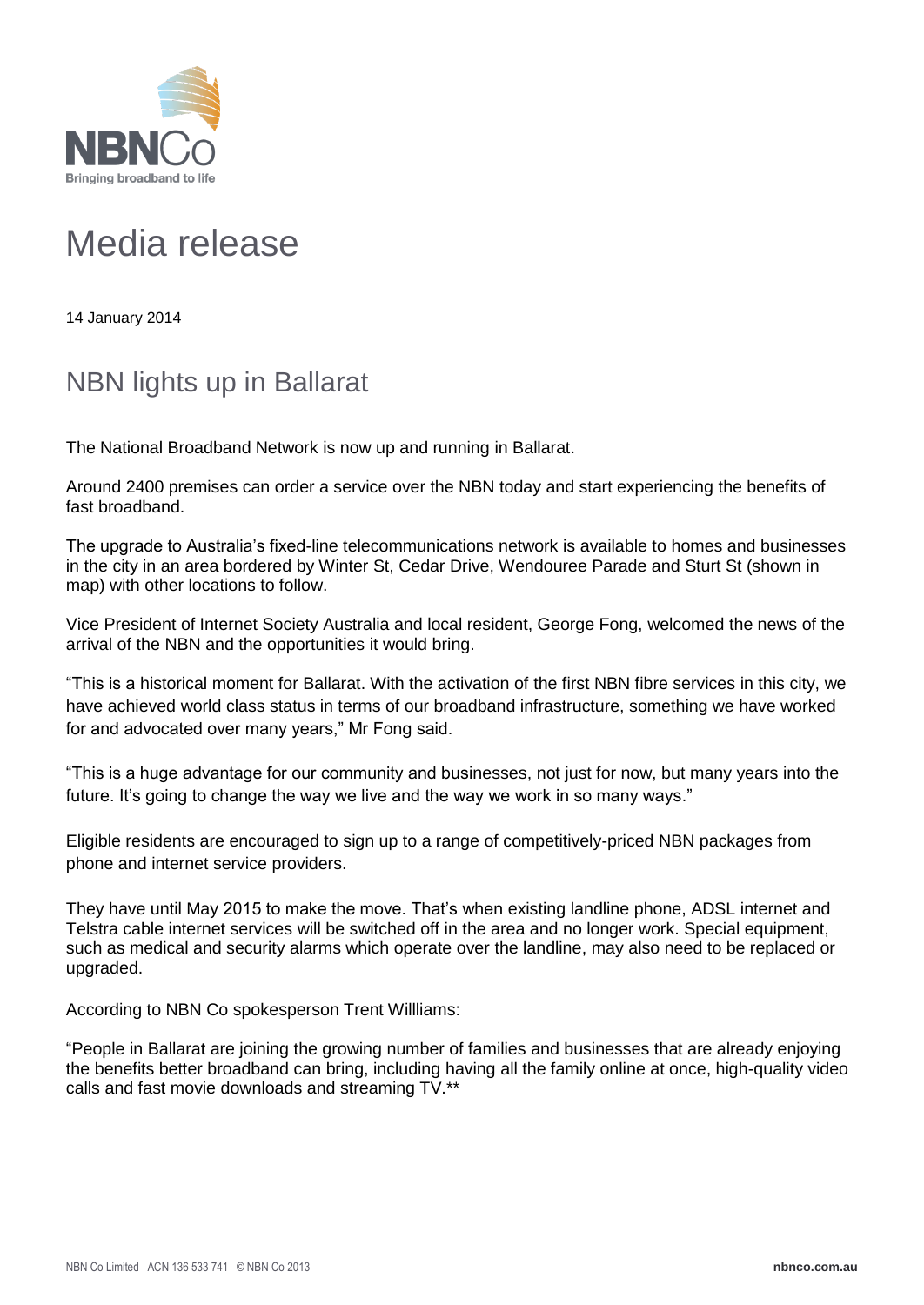NBNCo
Bringing broadband to life

# Media release

14 January 2014

## NBN lights up in Ballarat

The National Broadband Network is now up and running in Ballarat.

Around 2400 premises can order a service over the NBN today and start experiencing the benefits of fast broadband.

The upgrade to Australia's fixed-line telecommunications network is available to homes and businesses in the city in an area bordered by Winter St, Cedar Drive, Wendouree Parade and Sturt St (shown in map) with other locations to follow.

Vice President of Internet Society Australia and local resident, George Fong, welcomed the news of the arrival of the NBN and the opportunities it would bring.

"This is a historical moment for Ballarat. With the activation of the first NBN fibre services in this city, we have achieved world class status in terms of our broadband infrastructure, something we have worked for and advocated over many years," Mr Fong said.

"This is a huge advantage for our community and businesses, not just for now, but many years into the future. It's going to change the way we live and the way we work in so many ways."

Eligible residents are encouraged to sign up to a range of competitively-priced NBN packages from phone and internet service providers.

They have until May 2015 to make the move. That's when existing landline phone, ADSL internet and Telstra cable internet services will be switched off in the area and no longer work. Special equipment, such as medical and security alarms which operate over the landline, may also need to be replaced or upgraded.

According to NBN Co spokesperson Trent Willliams:

"People in Ballarat are joining the growing number of families and businesses that are already enjoying the benefits better broadband can bring, including having all the family online at once, high-quality video calls and fast movie downloads and streaming TV.**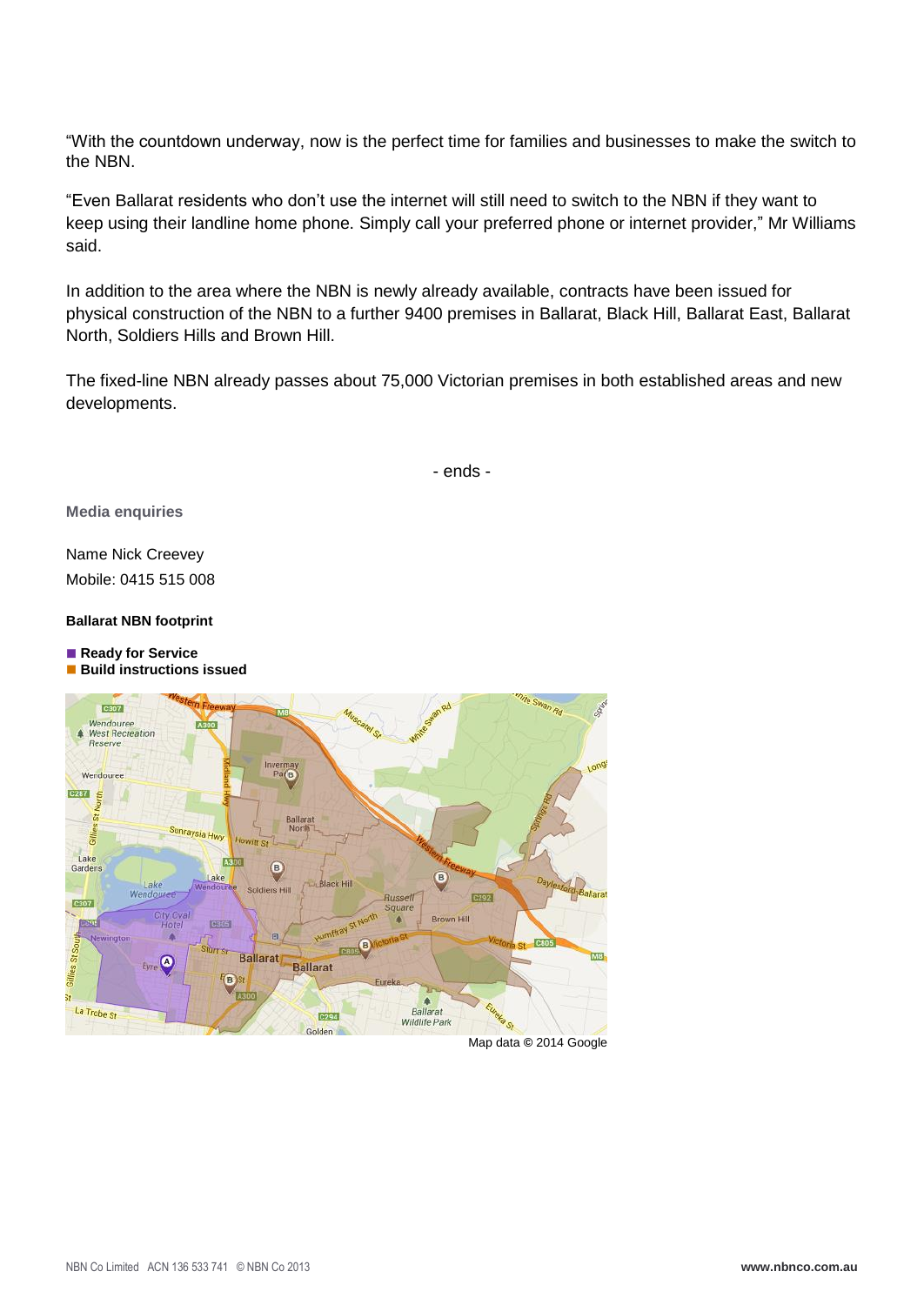"With the countdown underway, now is the perfect time for families and businesses to make the switch to the NBN.

"Even Ballarat residents who don't use the internet will still need to switch to the NBN if they want to keep using their landline home phone. Simply call your preferred phone or internet provider," Mr Williams said.

In addition to the area where the NBN is newly already available, contracts have been issued for physical construction of the NBN to a further 9400 premises in Ballarat, Black Hill, Ballarat East, Ballarat North, Soldiers Hills and Brown Hill.

The fixed-line NBN already passes about 75,000 Victorian premises in both established areas and new developments.

- ends -

**Media enquiries**

Name Nick Creevey
Mobile: 0415 515 008

**Ballarat NBN footprint**

- **Ready for Service**
- **Build instructions issued**

Map data © 2014 Google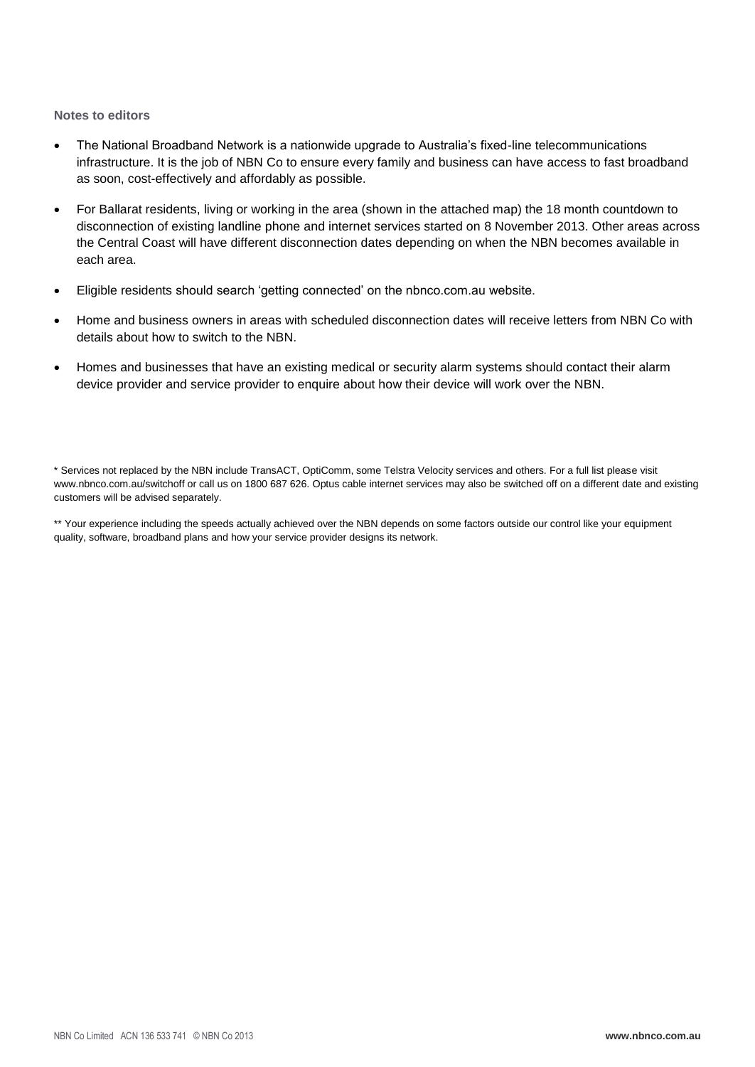**Notes to editors**

- The National Broadband Network is a nationwide upgrade to Australia's fixed-line telecommunications infrastructure. It is the job of NBN Co to ensure every family and business can have access to fast broadband as soon, cost-effectively and affordably as possible.
- For Ballarat residents, living or working in the area (shown in the attached map) the 18 month countdown to disconnection of existing landline phone and internet services started on 8 November 2013. Other areas across the Central Coast will have different disconnection dates depending on when the NBN becomes available in each area.
- Eligible residents should search 'getting connected' on the nbnco.com.au website.
- Home and business owners in areas with scheduled disconnection dates will receive letters from NBN Co with details about how to switch to the NBN.
- Homes and businesses that have an existing medical or security alarm systems should contact their alarm device provider and service provider to enquire about how their device will work over the NBN.

\* Services not replaced by the NBN include TransACT, OptiComm, some Telstra Velocity services and others. For a full list please visit www.nbnco.com.au/switchoff or call us on 1800 687 626. Optus cable internet services may also be switched off on a different date and existing customers will be advised separately.

\*\* Your experience including the speeds actually achieved over the NBN depends on some factors outside our control like your equipment quality, software, broadband plans and how your service provider designs its network.